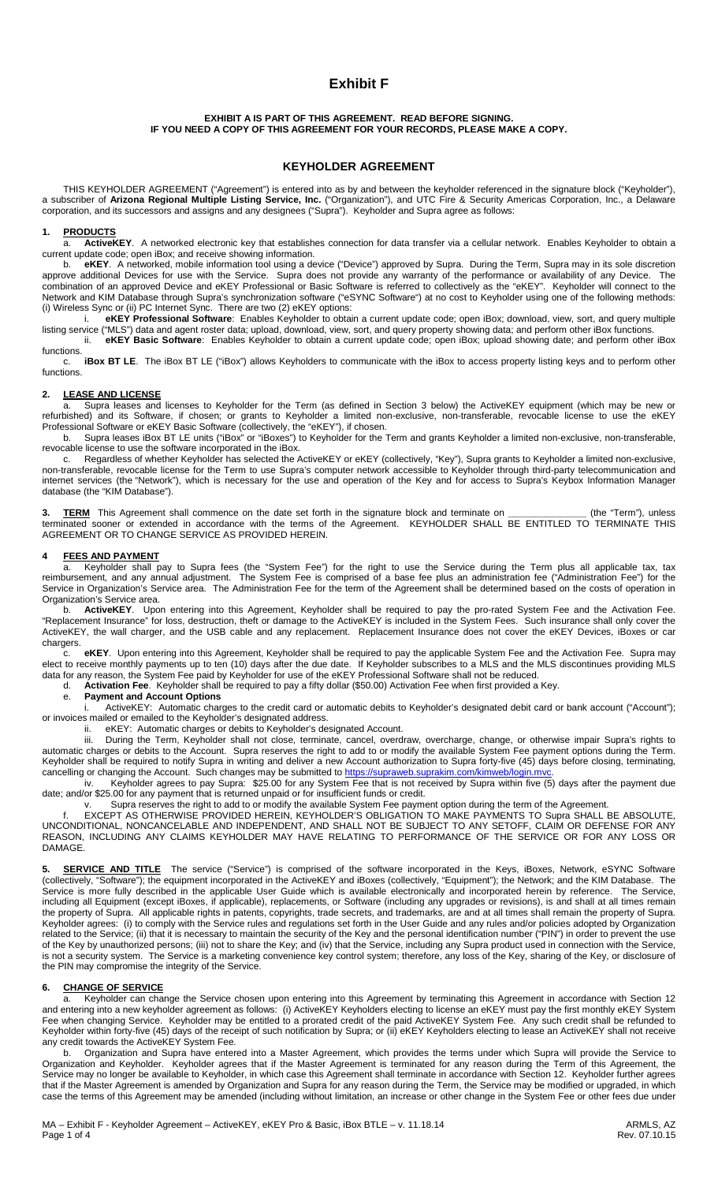# Exhibit F

**EXHIBIT A IS PART OF THIS AGREEMENT. READ BEFORE SIGNING.**
**IF YOU NEED A COPY OF THIS AGREEMENT FOR YOUR RECORDS, PLEASE MAKE A COPY.**

## KEYHOLDER AGREEMENT

THIS KEYHOLDER AGREEMENT ("Agreement") is entered into as by and between the keyholder referenced in the signature block ("Keyholder"), a subscriber of **Arizona Regional Multiple Listing Service, Inc.** ("Organization"), and UTC Fire & Security Americas Corporation, Inc., a Delaware corporation, and its successors and assigns and any designees ("Supra"). Keyholder and Supra agree as follows:

### 1. PRODUCTS

a. **ActiveKEY**. A networked electronic key that establishes connection for data transfer via a cellular network. Enables Keyholder to obtain a current update code; open iBox; and receive showing information.

b. **eKEY**. A networked, mobile information tool using a device ("Device") approved by Supra. During the Term, Supra may in its sole discretion approve additional Devices for use with the Service. Supra does not provide any warranty of the performance or availability of any Device. The combination of an approved Device and eKEY Professional or Basic Software is referred to collectively as the "eKEY". Keyholder will connect to the Network and KIM Database through Supra's synchronization software ("eSYNC Software") at no cost to Keyholder using one of the following methods: (i) Wireless Sync or (ii) PC Internet Sync. There are two (2) eKEY options:

i. **eKEY Professional Software**: Enables Keyholder to obtain a current update code; open iBox; download, view, sort, and query multiple listing service ("MLS") data and agent roster data; upload, download, view, sort, and query property showing data; and perform other iBox functions.

ii. **eKEY Basic Software**: Enables Keyholder to obtain a current update code; open iBox; upload showing date; and perform other iBox functions.

c. **iBox BT LE**. The iBox BT LE ("iBox") allows Keyholders to communicate with the iBox to access property listing keys and to perform other functions.

### 2. LEASE AND LICENSE

a. Supra leases and licenses to Keyholder for the Term (as defined in Section 3 below) the ActiveKEY equipment (which may be new or refurbished) and its Software, if chosen; or grants to Keyholder a limited non-exclusive, non-transferable, revocable license to use the eKEY Professional Software or eKEY Basic Software (collectively, the "eKEY"), if chosen.

b. Supra leases iBox BT LE units ("iBox" or "iBoxes") to Keyholder for the Term and grants Keyholder a limited non-exclusive, non-transferable, revocable license to use the software incorporated in the iBox.

c. Regardless of whether Keyholder has selected the ActiveKEY or eKEY (collectively, "Key"), Supra grants to Keyholder a limited non-exclusive, non-transferable, revocable license for the Term to use Supra's computer network accessible to Keyholder through third-party telecommunication and internet services (the "Network"), which is necessary for the use and operation of the Key and for access to Supra's Keybox Information Manager database (the "KIM Database").

### 3. TERM

This Agreement shall commence on the date set forth in the signature block and terminate on _______________ (the "Term"), unless terminated sooner or extended in accordance with the terms of the Agreement. KEYHOLDER SHALL BE ENTITLED TO TERMINATE THIS AGREEMENT OR TO CHANGE SERVICE AS PROVIDED HEREIN.

### 4 FEES AND PAYMENT

a. Keyholder shall pay to Supra fees (the "System Fee") for the right to use the Service during the Term plus all applicable tax, tax reimbursement, and any annual adjustment. The System Fee is comprised of a base fee plus an administration fee ("Administration Fee") for the Service in Organization's Service area. The Administration Fee for the term of the Agreement shall be determined based on the costs of operation in Organization's Service area.

b. **ActiveKEY**. Upon entering into this Agreement, Keyholder shall be required to pay the pro-rated System Fee and the Activation Fee. "Replacement Insurance" for loss, destruction, theft or damage to the ActiveKEY is included in the System Fees. Such insurance shall only cover the ActiveKEY, the wall charger, and the USB cable and any replacement. Replacement Insurance does not cover the eKEY Devices, iBoxes or car chargers.

c. **eKEY**. Upon entering into this Agreement, Keyholder shall be required to pay the applicable System Fee and the Activation Fee. Supra may elect to receive monthly payments up to ten (10) days after the due date. If Keyholder subscribes to a MLS and the MLS discontinues providing MLS data for any reason, the System Fee paid by Keyholder for use of the eKEY Professional Software shall not be reduced.

d. **Activation Fee**. Keyholder shall be required to pay a fifty dollar ($50.00) Activation Fee when first provided a Key.

e. **Payment and Account Options**

i. ActiveKEY: Automatic charges to the credit card or automatic debits to Keyholder's designated debit card or bank account ("Account"); or invoices mailed or emailed to the Keyholder's designated address.

ii. eKEY: Automatic charges or debits to Keyholder's designated Account.

iii. During the Term, Keyholder shall not close, terminate, cancel, overdraw, overcharge, change, or otherwise impair Supra's rights to automatic charges or debits to the Account. Supra reserves the right to add to or modify the available System Fee payment options during the Term. Keyholder shall be required to notify Supra in writing and deliver a new Account authorization to Supra forty-five (45) days before closing, terminating, cancelling or changing the Account. Such changes may be submitted to https://supraweb.suprakim.com/kimweb/login.mvc.

iv. Keyholder agrees to pay Supra: $25.00 for any System Fee that is not received by Supra within five (5) days after the payment due date; and/or $25.00 for any payment that is returned unpaid or for insufficient funds or credit.

v. Supra reserves the right to add to or modify the available System Fee payment option during the term of the Agreement.

f. EXCEPT AS OTHERWISE PROVIDED HEREIN, KEYHOLDER'S OBLIGATION TO MAKE PAYMENTS TO Supra SHALL BE ABSOLUTE, UNCONDITIONAL, NONCANCELABLE AND INDEPENDENT, AND SHALL NOT BE SUBJECT TO ANY SETOFF, CLAIM OR DEFENSE FOR ANY REASON, INCLUDING ANY CLAIMS KEYHOLDER MAY HAVE RELATING TO PERFORMANCE OF THE SERVICE OR FOR ANY LOSS OR DAMAGE.

### 5. SERVICE AND TITLE

The service ("Service") is comprised of the software incorporated in the Keys, iBoxes, Network, eSYNC Software (collectively, "Software"); the equipment incorporated in the ActiveKEY and iBoxes (collectively, "Equipment"); the Network; and the KIM Database. The Service is more fully described in the applicable User Guide which is available electronically and incorporated herein by reference. The Service, including all Equipment (except iBoxes, if applicable), replacements, or Software (including any upgrades or revisions), is and shall at all times remain the property of Supra. All applicable rights in patents, copyrights, trade secrets, and trademarks, are and at all times shall remain the property of Supra. Keyholder agrees: (i) to comply with the Service rules and regulations set forth in the User Guide and any rules and/or policies adopted by Organization related to the Service; (ii) that it is necessary to maintain the security of the Key and the personal identification number ("PIN") in order to prevent the use of the Key by unauthorized persons; (iii) not to share the Key; and (iv) that the Service, including any Supra product used in connection with the Service, is not a security system. The Service is a marketing convenience key control system; therefore, any loss of the Key, sharing of the Key, or disclosure of the PIN may compromise the integrity of the Service.

### 6. CHANGE OF SERVICE

a. Keyholder can change the Service chosen upon entering into this Agreement by terminating this Agreement in accordance with Section 12 and entering into a new keyholder agreement as follows: (i) ActiveKEY Keyholders electing to license an eKEY must pay the first monthly eKEY System Fee when changing Service. Keyholder may be entitled to a prorated credit of the paid ActiveKEY System Fee. Any such credit shall be refunded to Keyholder within forty-five (45) days of the receipt of such notification by Supra; or (ii) eKEY Keyholders electing to lease an ActiveKEY shall not receive any credit towards the ActiveKEY System Fee.

b. Organization and Supra have entered into a Master Agreement, which provides the terms under which Supra will provide the Service to Organization and Keyholder. Keyholder agrees that if the Master Agreement is terminated for any reason during the Term of this Agreement, the Service may no longer be available to Keyholder, in which case this Agreement shall terminate in accordance with Section 12. Keyholder further agrees that if the Master Agreement is amended by Organization and Supra for any reason during the Term, the Service may be modified or upgraded, in which case the terms of this Agreement may be amended (including without limitation, an increase or other change in the System Fee or other fees due under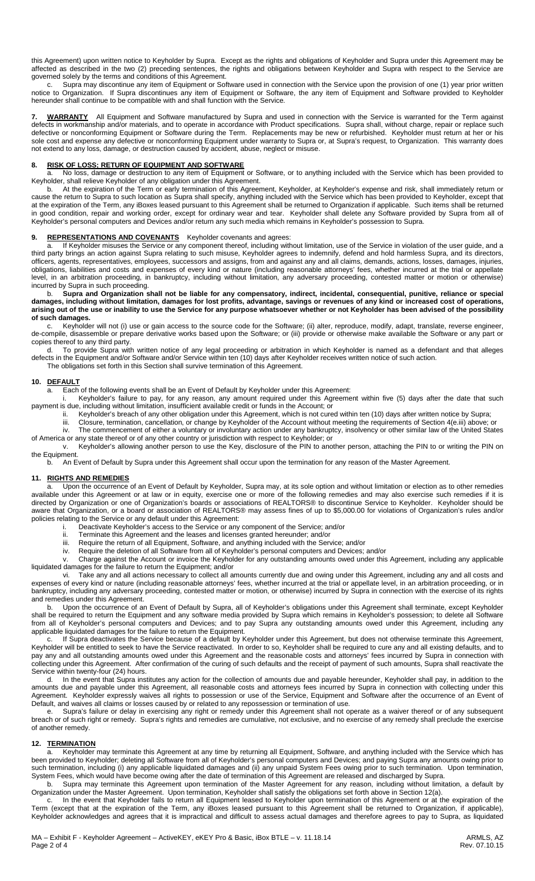this Agreement) upon written notice to Keyholder by Supra. Except as the rights and obligations of Keyholder and Supra under this Agreement may be affected as described in the two (2) preceding sentences, the rights and obligations between Keyholder and Supra with respect to the Service are governed solely by the terms and conditions of this Agreement.

c. Supra may discontinue any item of Equipment or Software used in connection with the Service upon the provision of one (1) year prior written notice to Organization. If Supra discontinues any item of Equipment or Software, the any item of Equipment and Software provided to Keyholder hereunder shall continue to be compatible with and shall function with the Service.

**7. WARRANTY** All Equipment and Software manufactured by Supra and used in connection with the Service is warranted for the Term against defects in workmanship and/or materials, and to operate in accordance with Product specifications. Supra shall, without charge, repair or replace such defective or nonconforming Equipment or Software during the Term. Replacements may be new or refurbished. Keyholder must return at her or his sole cost and expense any defective or nonconforming Equipment under warranty to Supra or, at Supra's request, to Organization. This warranty does not extend to any loss, damage, or destruction caused by accident, abuse, neglect or misuse.

**8. RISK OF LOSS; RETURN OF EQUIPMENT AND SOFTWARE**

a. No loss, damage or destruction to any item of Equipment or Software, or to anything included with the Service which has been provided to Keyholder, shall relieve Keyholder of any obligation under this Agreement.

b. At the expiration of the Term or early termination of this Agreement, Keyholder, at Keyholder's expense and risk, shall immediately return or cause the return to Supra to such location as Supra shall specify, anything included with the Service which has been provided to Keyholder, except that at the expiration of the Term, any iBoxes leased pursuant to this Agreement shall be returned to Organization if applicable. Such items shall be returned in good condition, repair and working order, except for ordinary wear and tear. Keyholder shall delete any Software provided by Supra from all of Keyholder's personal computers and Devices and/or return any such media which remains in Keyholder's possession to Supra.

**9. REPRESENTATIONS AND COVENANTS** Keyholder covenants and agrees:

a. If Keyholder misuses the Service or any component thereof, including without limitation, use of the Service in violation of the user guide, and a third party brings an action against Supra relating to such misuse, Keyholder agrees to indemnify, defend and hold harmless Supra, and its directors, officers, agents, representatives, employees, successors and assigns, from and against any and all claims, demands, actions, losses, damages, injuries, obligations, liabilities and costs and expenses of every kind or nature (including reasonable attorneys' fees, whether incurred at the trial or appellate level, in an arbitration proceeding, in bankruptcy, including without limitation, any adversary proceeding, contested matter or motion or otherwise) incurred by Supra in such proceeding.

b. **Supra and Organization shall not be liable for any compensatory, indirect, incidental, consequential, punitive, reliance or special damages, including without limitation, damages for lost profits, advantage, savings or revenues of any kind or increased cost of operations, arising out of the use or inability to use the Service for any purpose whatsoever whether or not Keyholder has been advised of the possibility of such damages.**

c. Keyholder will not (i) use or gain access to the source code for the Software; (ii) alter, reproduce, modify, adapt, translate, reverse engineer, de-compile, disassemble or prepare derivative works based upon the Software; or (iii) provide or otherwise make available the Software or any part or copies thereof to any third party.

d. To provide Supra with written notice of any legal proceeding or arbitration in which Keyholder is named as a defendant and that alleges defects in the Equipment and/or Software and/or Service within ten (10) days after Keyholder receives written notice of such action.

The obligations set forth in this Section shall survive termination of this Agreement.

**10. DEFAULT**

a. Each of the following events shall be an Event of Default by Keyholder under this Agreement:

i. Keyholder's failure to pay, for any reason, any amount required under this Agreement within five (5) days after the date that such payment is due, including without limitation, insufficient available credit or funds in the Account; or

ii. Keyholder's breach of any other obligation under this Agreement, which is not cured within ten (10) days after written notice by Supra;

iii. Closure, termination, cancellation, or change by Keyholder of the Account without meeting the requirements of Section 4(e.iii) above; or

iv. The commencement of either a voluntary or involuntary action under any bankruptcy, insolvency or other similar law of the United States of America or any state thereof or of any other country or jurisdiction with respect to Keyholder; or

v. Keyholder's allowing another person to use the Key, disclosure of the PIN to another person, attaching the PIN to or writing the PIN on the Equipment.

b. An Event of Default by Supra under this Agreement shall occur upon the termination for any reason of the Master Agreement.

**11. RIGHTS AND REMEDIES**

a. Upon the occurrence of an Event of Default by Keyholder, Supra may, at its sole option and without limitation or election as to other remedies available under this Agreement or at law or in equity, exercise one or more of the following remedies and may also exercise such remedies if it is directed by Organization or one of Organization's boards or associations of REALTORS® to discontinue Service to Keyholder. Keyholder should be aware that Organization, or a board or association of REALTORS® may assess fines of up to $5,000.00 for violations of Organization's rules and/or policies relating to the Service or any default under this Agreement:

i. Deactivate Keyholder's access to the Service or any component of the Service; and/or

ii. Terminate this Agreement and the leases and licenses granted hereunder; and/or

iii. Require the return of all Equipment, Software, and anything included with the Service; and/or

iv. Require the deletion of all Software from all of Keyholder's personal computers and Devices; and/or

v. Charge against the Account or invoice the Keyholder for any outstanding amounts owed under this Agreement, including any applicable liquidated damages for the failure to return the Equipment; and/or

vi. Take any and all actions necessary to collect all amounts currently due and owing under this Agreement, including any and all costs and expenses of every kind or nature (including reasonable attorneys' fees, whether incurred at the trial or appellate level, in an arbitration proceeding, or in bankruptcy, including any adversary proceeding, contested matter or motion, or otherwise) incurred by Supra in connection with the exercise of its rights and remedies under this Agreement.

b. Upon the occurrence of an Event of Default by Supra, all of Keyholder's obligations under this Agreement shall terminate, except Keyholder shall be required to return the Equipment and any software media provided by Supra which remains in Keyholder's possession; to delete all Software from all of Keyholder's personal computers and Devices; and to pay Supra any outstanding amounts owed under this Agreement, including any applicable liquidated damages for the failure to return the Equipment.

c. If Supra deactivates the Service because of a default by Keyholder under this Agreement, but does not otherwise terminate this Agreement, Keyholder will be entitled to seek to have the Service reactivated. In order to so, Keyholder shall be required to cure any and all existing defaults, and to pay any and all outstanding amounts owed under this Agreement and the reasonable costs and attorneys' fees incurred by Supra in connection with collecting under this Agreement. After confirmation of the curing of such defaults and the receipt of payment of such amounts, Supra shall reactivate the Service within twenty-four (24) hours.

d. In the event that Supra institutes any action for the collection of amounts due and payable hereunder, Keyholder shall pay, in addition to the amounts due and payable under this Agreement, all reasonable costs and attorneys fees incurred by Supra in connection with collecting under this Agreement. Keyholder expressly waives all rights to possession or use of the Service, Equipment and Software after the occurrence of an Event of Default, and waives all claims or losses caused by or related to any repossession or termination of use.

e. Supra's failure or delay in exercising any right or remedy under this Agreement shall not operate as a waiver thereof or of any subsequent breach or of such right or remedy. Supra's rights and remedies are cumulative, not exclusive, and no exercise of any remedy shall preclude the exercise of another remedy.

**12. TERMINATION**

a. Keyholder may terminate this Agreement at any time by returning all Equipment, Software, and anything included with the Service which has been provided to Keyholder; deleting all Software from all of Keyholder's personal computers and Devices; and paying Supra any amounts owing prior to such termination, including (i) any applicable liquidated damages and (ii) any unpaid System Fees owing prior to such termination. Upon termination, System Fees, which would have become owing after the date of termination of this Agreement are released and discharged by Supra.

b. Supra may terminate this Agreement upon termination of the Master Agreement for any reason, including without limitation, a default by Organization under the Master Agreement. Upon termination, Keyholder shall satisfy the obligations set forth above in Section 12(a).

c. In the event that Keyholder fails to return all Equipment leased to Keyholder upon termination of this Agreement or at the expiration of the Term (except that at the expiration of the Term, any iBoxes leased pursuant to this Agreement shall be returned to Organization, if applicable), Keyholder acknowledges and agrees that it is impractical and difficult to assess actual damages and therefore agrees to pay to Supra, as liquidated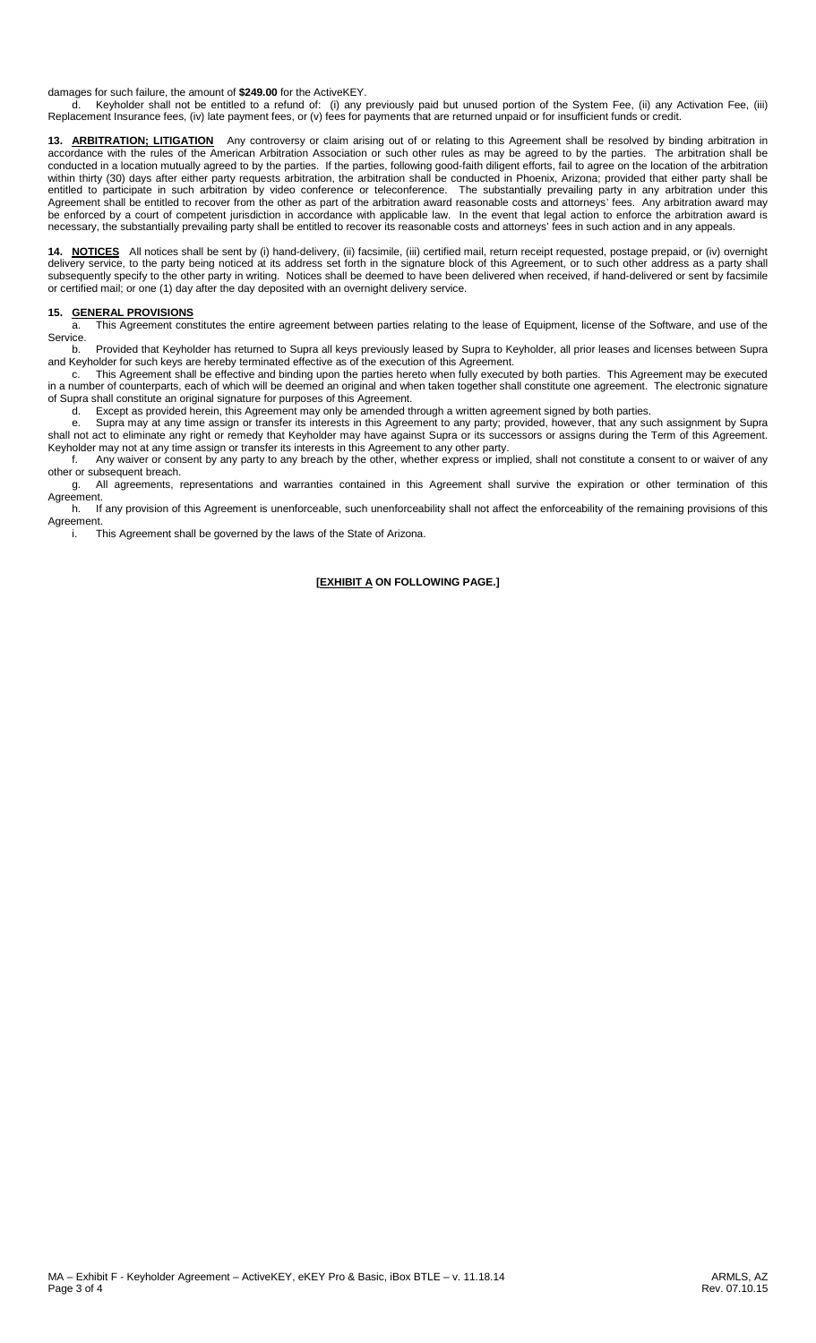damages for such failure, the amount of **$249.00** for the ActiveKEY.

d. Keyholder shall not be entitled to a refund of: (i) any previously paid but unused portion of the System Fee, (ii) any Activation Fee, (iii) Replacement Insurance fees, (iv) late payment fees, or (v) fees for payments that are returned unpaid or for insufficient funds or credit.

**13. ARBITRATION; LITIGATION** Any controversy or claim arising out of or relating to this Agreement shall be resolved by binding arbitration in accordance with the rules of the American Arbitration Association or such other rules as may be agreed to by the parties. The arbitration shall be conducted in a location mutually agreed to by the parties. If the parties, following good-faith diligent efforts, fail to agree on the location of the arbitration within thirty (30) days after either party requests arbitration, the arbitration shall be conducted in Phoenix, Arizona; provided that either party shall be entitled to participate in such arbitration by video conference or teleconference. The substantially prevailing party in any arbitration under this Agreement shall be entitled to recover from the other as part of the arbitration award reasonable costs and attorneys' fees. Any arbitration award may be enforced by a court of competent jurisdiction in accordance with applicable law. In the event that legal action to enforce the arbitration award is necessary, the substantially prevailing party shall be entitled to recover its reasonable costs and attorneys' fees in such action and in any appeals.

**14. NOTICES** All notices shall be sent by (i) hand-delivery, (ii) facsimile, (iii) certified mail, return receipt requested, postage prepaid, or (iv) overnight delivery service, to the party being noticed at its address set forth in the signature block of this Agreement, or to such other address as a party shall subsequently specify to the other party in writing. Notices shall be deemed to have been delivered when received, if hand-delivered or sent by facsimile or certified mail; or one (1) day after the day deposited with an overnight delivery service.

**15. GENERAL PROVISIONS**

a. This Agreement constitutes the entire agreement between parties relating to the lease of Equipment, license of the Software, and use of the Service.

b. Provided that Keyholder has returned to Supra all keys previously leased by Supra to Keyholder, all prior leases and licenses between Supra and Keyholder for such keys are hereby terminated effective as of the execution of this Agreement.

c. This Agreement shall be effective and binding upon the parties hereto when fully executed by both parties. This Agreement may be executed in a number of counterparts, each of which will be deemed an original and when taken together shall constitute one agreement. The electronic signature of Supra shall constitute an original signature for purposes of this Agreement.

d. Except as provided herein, this Agreement may only be amended through a written agreement signed by both parties.

e. Supra may at any time assign or transfer its interests in this Agreement to any party; provided, however, that any such assignment by Supra shall not act to eliminate any right or remedy that Keyholder may have against Supra or its successors or assigns during the Term of this Agreement. Keyholder may not at any time assign or transfer its interests in this Agreement to any other party.

f. Any waiver or consent by any party to any breach by the other, whether express or implied, shall not constitute a consent to or waiver of any other or subsequent breach.

g. All agreements, representations and warranties contained in this Agreement shall survive the expiration or other termination of this Agreement.

h. If any provision of this Agreement is unenforceable, such unenforceability shall not affect the enforceability of the remaining provisions of this Agreement.

i. This Agreement shall be governed by the laws of the State of Arizona.

**[EXHIBIT A ON FOLLOWING PAGE.]**